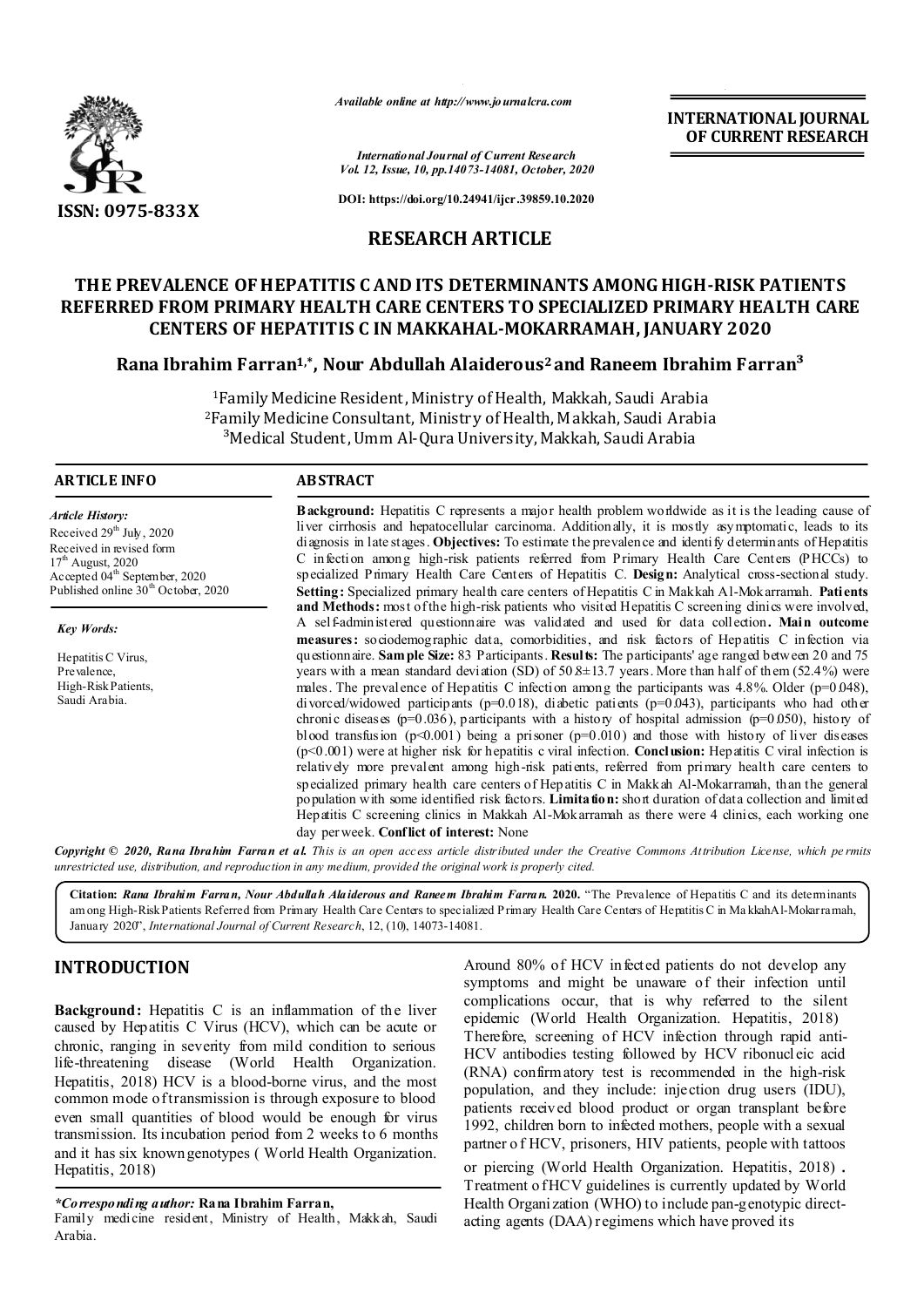ISSN: 0975-833X

*Available online at http://www.journalcra.com*

*International Journal of Current Research*
*Vol. 12, Issue, 10, pp.14073-14081, October, 2020*

**DOI: https://doi.org/10.24941/ijcr.39859.10.2020**

**INTERNATIONAL JOURNAL OF CURRENT RESEARCH**

## RESEARCH ARTICLE

# THE PREVALENCE OF HEPATITIS C AND ITS DETERMINANTS AMONG HIGH-RISK PATIENTS REFERRED FROM PRIMARY HEALTH CARE CENTERS TO SPECIALIZED PRIMARY HEALTH CARE CENTERS OF HEPATITIS C IN MAKKAHAL-MOKARRAMAH, JANUARY 2020

**Rana Ibrahim Farran[1,*], Nour Abdullah Alaiderous[2] and Raneem Ibrahim Farran[3]**

[1]Family Medicine Resident, Ministry of Health, Makkah, Saudi Arabia
[2]Family Medicine Consultant, Ministry of Health, Makkah, Saudi Arabia
[3]Medical Student, Umm Al-Qura University, Makkah, Saudi Arabia

### ARTICLE INFO

*Article History:*
Received 29th July, 2020
Received in revised form
17th August, 2020
Accepted 04th September, 2020
Published online 30th October, 2020

*Key Words:*

Hepatitis C Virus,
Prevalence,
High-Risk Patients,
Saudi Arabia.

### ABSTRACT

**Background:** Hepatitis C represents a major health problem worldwide as it is the leading cause of liver cirrhosis and hepatocellular carcinoma. Additionally, it is mostly asymptomatic, leads to its diagnosis in late stages. **Objectives:** To estimate the prevalence and identify determinants of Hepatitis C infection among high-risk patients referred from Primary Health Care Centers (PHCCs) to specialized Primary Health Care Centers of Hepatitis C. **Design:** Analytical cross-sectional study. **Setting:** Specialized primary health care centers of Hepatitis C in Makkah Al-Mokarramah. **Patients and Methods:** most of the high-risk patients who visited Hepatitis C screening clinics were involved, A self-administered questionnaire was validated and used for data collection**. Main outcome measures:** sociodemographic data, comorbidities, and risk factors of Hepatitis C infection via questionnaire. **Sample Size:** 83 Participants. **Results:** The participants' age ranged between 20 and 75 years with a mean standard deviation (SD) of 50.8±13.7 years. More than half of them (52.4%) were males. The prevalence of Hepatitis C infection among the participants was 4.8%. Older (p=0.048), divorced/widowed participants (p=0.018), diabetic patients (p=0.043), participants who had other chronic diseases (p=0.036), participants with a history of hospital admission (p=0.050), history of blood transfusion (p<0.001) being a prisoner (p=0.010) and those with history of liver diseases (p<0.001) were at higher risk for hepatitis c viral infection. **Conclusion:** Hepatitis C viral infection is relatively more prevalent among high-risk patients, referred from primary health care centers to specialized primary health care centers of Hepatitis C in Makkah Al-Mokarramah, than the general population with some identified risk factors. **Limitation:** short duration of data collection and limited Hepatitis C screening clinics in Makkah Al-Mokarramah as there were 4 clinics, each working one day per week. **Conflict of interest:** None

***Copyright © 2020, Rana Ibrahim Farran et al.*** *This is an open access article distributed under the Creative Commons Attribution License, which permits unrestricted use, distribution, and reproduction in any medium, provided the original work is properly cited.*

**Citation:** ***Rana Ibrahim Farran, Nour Abdullah Alaiderous and Raneem Ibrahim Farran.*** **2020.** "The Prevalence of Hepatitis C and its determinants among High-Risk Patients Referred from Primary Health Care Centers to specialized Primary Health Care Centers of Hepatitis C in MakkahAl-Mokarramah, January 2020", *International Journal of Current Research*, 12, (10), 14073-14081.

## INTRODUCTION

**Background:** Hepatitis C is an inflammation of the liver caused by Hepatitis C Virus (HCV), which can be acute or chronic, ranging in severity from mild condition to serious life-threatening disease (World Health Organization. Hepatitis, 2018) HCV is a blood-borne virus, and the most common mode of transmission is through exposure to blood even small quantities of blood would be enough for virus transmission. Its incubation period from 2 weeks to 6 months and it has six known genotypes ( World Health Organization. Hepatitis, 2018)

Around 80% of HCV infected patients do not develop any symptoms and might be unaware of their infection until complications occur, that is why referred to the silent epidemic (World Health Organization. Hepatitis, 2018) Therefore, screening of HCV infection through rapid anti-HCV antibodies testing followed by HCV ribonucleic acid (RNA) confirmatory test is recommended in the high-risk population, and they include: injection drug users (IDU), patients received blood product or organ transplant before 1992, children born to infected mothers, people with a sexual partner of HCV, prisoners, HIV patients, people with tattoos or piercing (World Health Organization. Hepatitis, 2018) . Treatment of HCV guidelines is currently updated by World Health Organization (WHO) to include pan-genotypic direct-acting agents (DAA) regimens which have proved its

**\*Corresponding author: Rana Ibrahim Farran,**
Family medicine resident, Ministry of Health, Makkah, Saudi Arabia.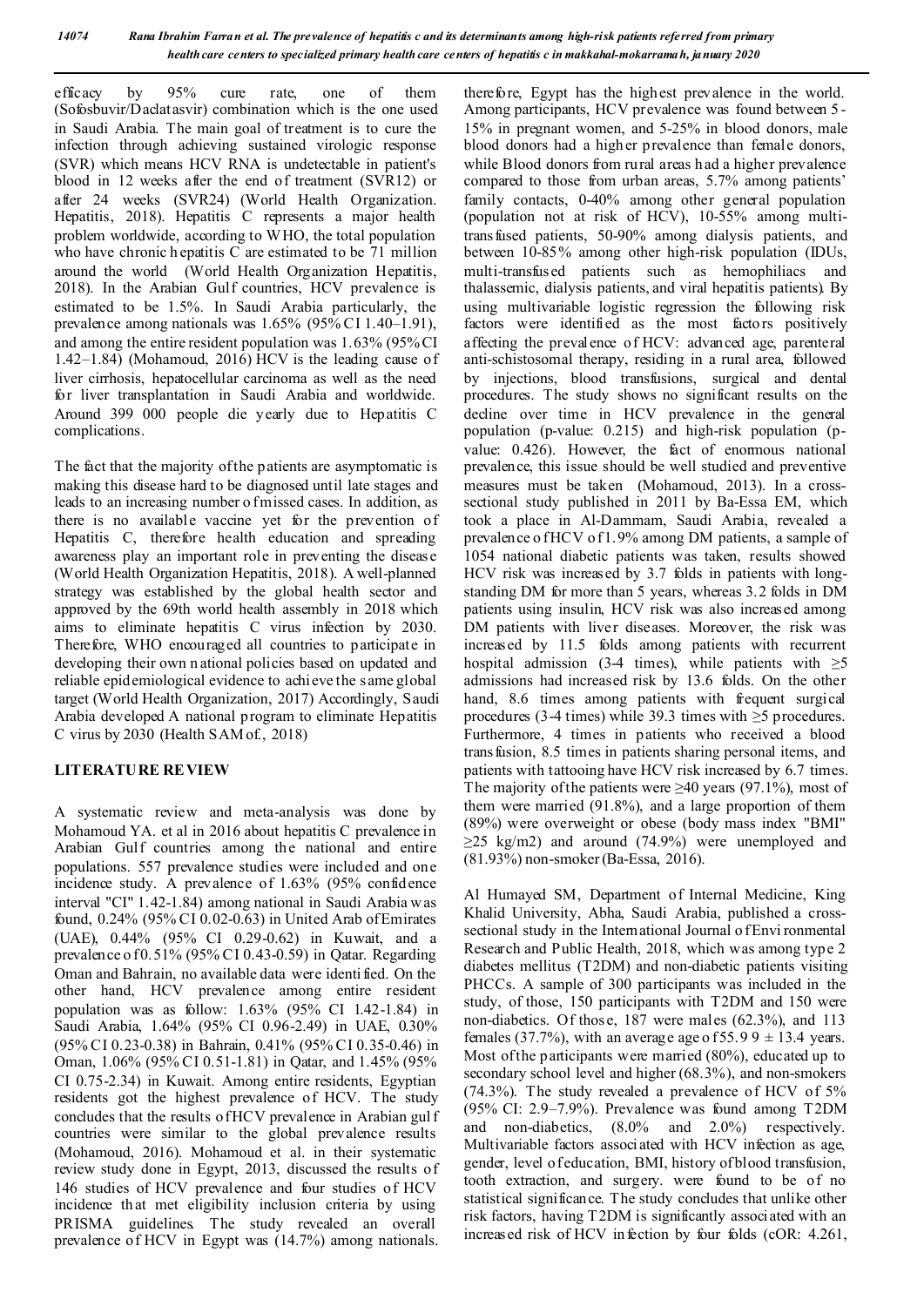efficacy by 95% cure rate, one of them (Sofosbuvir/Daclatasvir) combination which is the one used in Saudi Arabia. The main goal of treatment is to cure the infection through achieving sustained virologic response (SVR) which means HCV RNA is undetectable in patient's blood in 12 weeks after the end of treatment (SVR12) or after 24 weeks (SVR24) (World Health Organization. Hepatitis, 2018). Hepatitis C represents a major health problem worldwide, according to WHO, the total population who have chronic hepatitis C are estimated to be 71 million around the world (World Health Organization Hepatitis, 2018). In the Arabian Gulf countries, HCV prevalence is estimated to be 1.5%. In Saudi Arabia particularly, the prevalence among nationals was 1.65% (95% CI 1.40–1.91), and among the entire resident population was 1.63% (95% CI 1.42–1.84) (Mohamoud, 2016) HCV is the leading cause of liver cirrhosis, hepatocellular carcinoma as well as the need for liver transplantation in Saudi Arabia and worldwide. Around 399 000 people die yearly due to Hepatitis C complications.

The fact that the majority of the patients are asymptomatic is making this disease hard to be diagnosed until late stages and leads to an increasing number of missed cases. In addition, as there is no available vaccine yet for the prevention of Hepatitis C, therefore health education and spreading awareness play an important role in preventing the disease (World Health Organization Hepatitis, 2018). A well-planned strategy was established by the global health sector and approved by the 69th world health assembly in 2018 which aims to eliminate hepatitis C virus infection by 2030. Therefore, WHO encouraged all countries to participate in developing their own national policies based on updated and reliable epidemiological evidence to achieve the same global target (World Health Organization, 2017) Accordingly, Saudi Arabia developed A national program to eliminate Hepatitis C virus by 2030 (Health SAM of., 2018)

## LITERATURE REVIEW

A systematic review and meta-analysis was done by Mohamoud YA. et al in 2016 about hepatitis C prevalence in Arabian Gulf countries among the national and entire populations. 557 prevalence studies were included and one incidence study. A prevalence of 1.63% (95% confidence interval "CI" 1.42-1.84) among national in Saudi Arabia was found, 0.24% (95% CI 0.02-0.63) in United Arab of Emirates (UAE), 0.44% (95% CI 0.29-0.62) in Kuwait, and a prevalence of 0.51% (95% CI 0.43-0.59) in Qatar. Regarding Oman and Bahrain, no available data were identified. On the other hand, HCV prevalence among entire resident population was as follow: 1.63% (95% CI 1.42-1.84) in Saudi Arabia, 1.64% (95% CI 0.96-2.49) in UAE, 0.30% (95% CI 0.23-0.38) in Bahrain, 0.41% (95% CI 0.35-0.46) in Oman, 1.06% (95% CI 0.51-1.81) in Qatar, and 1.45% (95% CI 0.75-2.34) in Kuwait. Among entire residents, Egyptian residents got the highest prevalence of HCV. The study concludes that the results of HCV prevalence in Arabian gulf countries were similar to the global prevalence results (Mohamoud, 2016). Mohamoud et al. in their systematic review study done in Egypt, 2013, discussed the results of 146 studies of HCV prevalence and four studies of HCV incidence that met eligibility inclusion criteria by using PRISMA guidelines. The study revealed an overall prevalence of HCV in Egypt was (14.7%) among nationals. therefore, Egypt has the highest prevalence in the world. Among participants, HCV prevalence was found between 5-15% in pregnant women, and 5-25% in blood donors, male blood donors had a higher prevalence than female donors, while Blood donors from rural areas had a higher prevalence compared to those from urban areas, 5.7% among patients' family contacts, 0-40% among other general population (population not at risk of HCV), 10-55% among multi-transfused patients, 50-90% among dialysis patients, and between 10-85% among other high-risk population (IDUs, multi-transfused patients such as hemophiliacs and thalassemic, dialysis patients, and viral hepatitis patients). By using multivariable logistic regression the following risk factors were identified as the most factors positively affecting the prevalence of HCV: advanced age, parenteral anti-schistosomal therapy, residing in a rural area, followed by injections, blood transfusions, surgical and dental procedures. The study shows no significant results on the decline over time in HCV prevalence in the general population (p-value: 0.215) and high-risk population (p-value: 0.426). However, the fact of enormous national prevalence, this issue should be well studied and preventive measures must be taken (Mohamoud, 2013). In a cross-sectional study published in 2011 by Ba-Essa EM, which took a place in Al-Dammam, Saudi Arabia, revealed a prevalence of HCV of 1.9% among DM patients, a sample of 1054 national diabetic patients was taken, results showed HCV risk was increased by 3.7 folds in patients with long-standing DM for more than 5 years, whereas 3.2 folds in DM patients using insulin, HCV risk was also increased among DM patients with liver diseases. Moreover, the risk was increased by 11.5 folds among patients with recurrent hospital admission (3-4 times), while patients with ≥5 admissions had increased risk by 13.6 folds. On the other hand, 8.6 times among patients with frequent surgical procedures (3-4 times) while 39.3 times with ≥5 procedures. Furthermore, 4 times in patients who received a blood transfusion, 8.5 times in patients sharing personal items, and patients with tattooing have HCV risk increased by 6.7 times. The majority of the patients were ≥40 years (97.1%), most of them were married (91.8%), and a large proportion of them (89%) were overweight or obese (body mass index "BMI" ≥25 kg/m2) and around (74.9%) were unemployed and (81.93%) non-smoker (Ba-Essa, 2016).

Al Humayed SM, Department of Internal Medicine, King Khalid University, Abha, Saudi Arabia, published a cross-sectional study in the International Journal of Environmental Research and Public Health, 2018, which was among type 2 diabetes mellitus (T2DM) and non-diabetic patients visiting PHCCs. A sample of 300 participants was included in the study, of those, 150 participants with T2DM and 150 were non-diabetics. Of those, 187 were males (62.3%), and 113 females (37.7%), with an average age of 55.9 9 ± 13.4 years. Most of the participants were married (80%), educated up to secondary school level and higher (68.3%), and non-smokers (74.3%). The study revealed a prevalence of HCV of 5% (95% CI: 2.9–7.9%). Prevalence was found among T2DM and non-diabetics, (8.0% and 2.0%) respectively. Multivariable factors associated with HCV infection as age, gender, level of education, BMI, history of blood transfusion, tooth extraction, and surgery. were found to be of no statistical significance. The study concludes that unlike other risk factors, having T2DM is significantly associated with an increased risk of HCV infection by four folds (cOR: 4.261,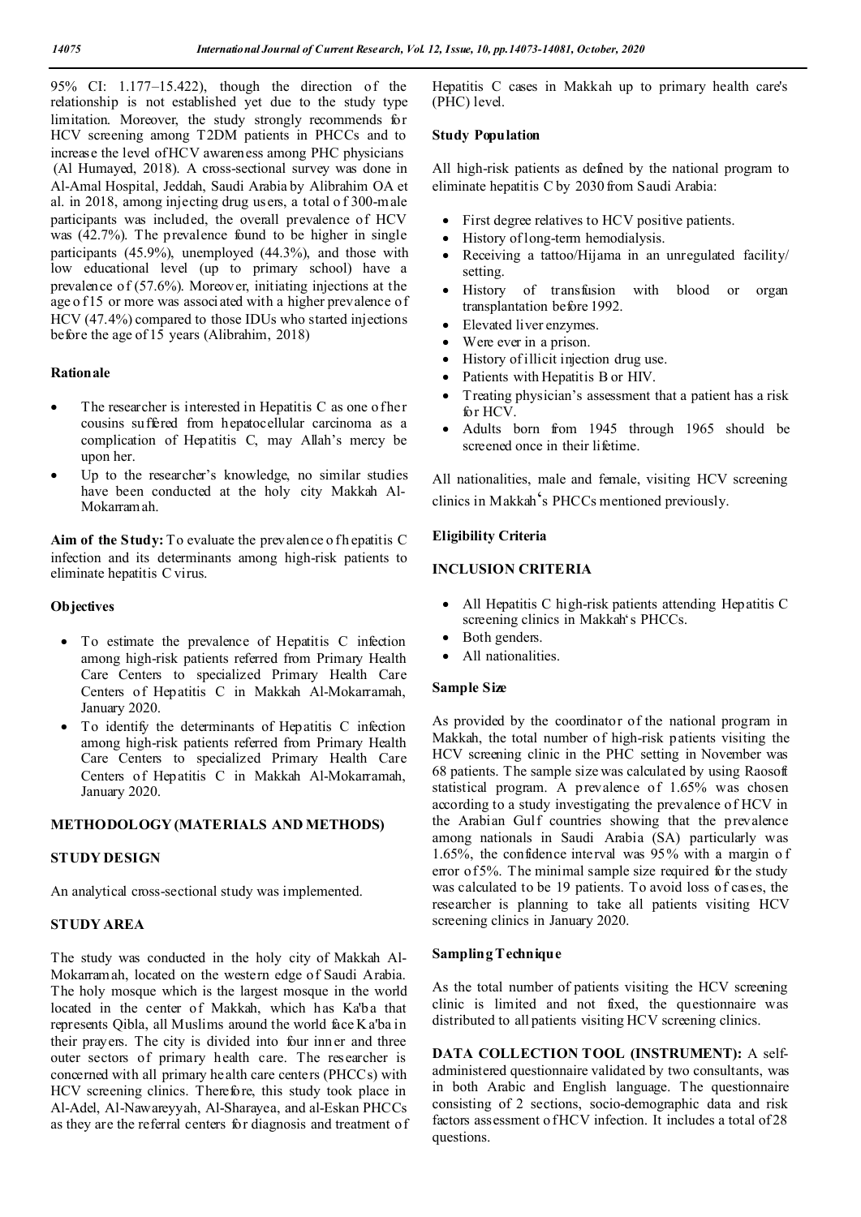95% CI: 1.177–15.422), though the direction of the relationship is not established yet due to the study type limitation. Moreover, the study strongly recommends for HCV screening among T2DM patients in PHCCs and to increase the level of HCV awareness among PHC physicians (Al Humayed, 2018). A cross-sectional survey was done in Al-Amal Hospital, Jeddah, Saudi Arabia by Alibrahim OA et al. in 2018, among injecting drug users, a total of 300-male participants was included, the overall prevalence of HCV was (42.7%). The prevalence found to be higher in single participants (45.9%), unemployed (44.3%), and those with low educational level (up to primary school) have a prevalence of (57.6%). Moreover, initiating injections at the age of 15 or more was associated with a higher prevalence of HCV (47.4%) compared to those IDUs who started injections before the age of 15 years (Alibrahim, 2018)

### Rationale

- The researcher is interested in Hepatitis C as one of her cousins suffered from hepatocellular carcinoma as a complication of Hepatitis C, may Allah's mercy be upon her.
- Up to the researcher's knowledge, no similar studies have been conducted at the holy city Makkah Al-Mokarramah.

**Aim of the Study:** To evaluate the prevalence of hepatitis C infection and its determinants among high-risk patients to eliminate hepatitis C virus.

### Objectives

- To estimate the prevalence of Hepatitis C infection among high-risk patients referred from Primary Health Care Centers to specialized Primary Health Care Centers of Hepatitis C in Makkah Al-Mokarramah, January 2020.
- To identify the determinants of Hepatitis C infection among high-risk patients referred from Primary Health Care Centers to specialized Primary Health Care Centers of Hepatitis C in Makkah Al-Mokarramah, January 2020.

## METHODOLOGY (MATERIALS AND METHODS)

### STUDY DESIGN

An analytical cross-sectional study was implemented.

### STUDY AREA

The study was conducted in the holy city of Makkah Al-Mokarramah, located on the western edge of Saudi Arabia. The holy mosque which is the largest mosque in the world located in the center of Makkah, which has Ka'ba that represents Qibla, all Muslims around the world face Ka'ba in their prayers. The city is divided into four inner and three outer sectors of primary health care. The researcher is concerned with all primary health care centers (PHCCs) with HCV screening clinics. Therefore, this study took place in Al-Adel, Al-Nawareyyah, Al-Sharayea, and al-Eskan PHCCs as they are the referral centers for diagnosis and treatment of Hepatitis C cases in Makkah up to primary health care's (PHC) level.

### Study Population

All high-risk patients as defined by the national program to eliminate hepatitis C by 2030 from Saudi Arabia:

- First degree relatives to HCV positive patients.
- History of long-term hemodialysis.
- Receiving a tattoo/Hijama in an unregulated facility/setting.
- History of transfusion with blood or organ transplantation before 1992.
- Elevated liver enzymes.
- Were ever in a prison.
- History of illicit injection drug use.
- Patients with Hepatitis B or HIV.
- Treating physician's assessment that a patient has a risk for HCV.
- Adults born from 1945 through 1965 should be screened once in their lifetime.

All nationalities, male and female, visiting HCV screening clinics in Makkah's PHCCs mentioned previously.

### Eligibility Criteria

### INCLUSION CRITERIA

- All Hepatitis C high-risk patients attending Hepatitis C screening clinics in Makkah's PHCCs.
- Both genders.
- All nationalities.

### Sample Size

As provided by the coordinator of the national program in Makkah, the total number of high-risk patients visiting the HCV screening clinic in the PHC setting in November was 68 patients. The sample size was calculated by using Raosoft statistical program. A prevalence of 1.65% was chosen according to a study investigating the prevalence of HCV in the Arabian Gulf countries showing that the prevalence among nationals in Saudi Arabia (SA) particularly was 1.65%, the confidence interval was 95% with a margin of error of 5%. The minimal sample size required for the study was calculated to be 19 patients. To avoid loss of cases, the researcher is planning to take all patients visiting HCV screening clinics in January 2020.

### Sampling Technique

As the total number of patients visiting the HCV screening clinic is limited and not fixed, the questionnaire was distributed to all patients visiting HCV screening clinics.

**DATA COLLECTION TOOL (INSTRUMENT):** A self-administered questionnaire validated by two consultants, was in both Arabic and English language. The questionnaire consisting of 2 sections, socio-demographic data and risk factors assessment of HCV infection. It includes a total of 28 questions.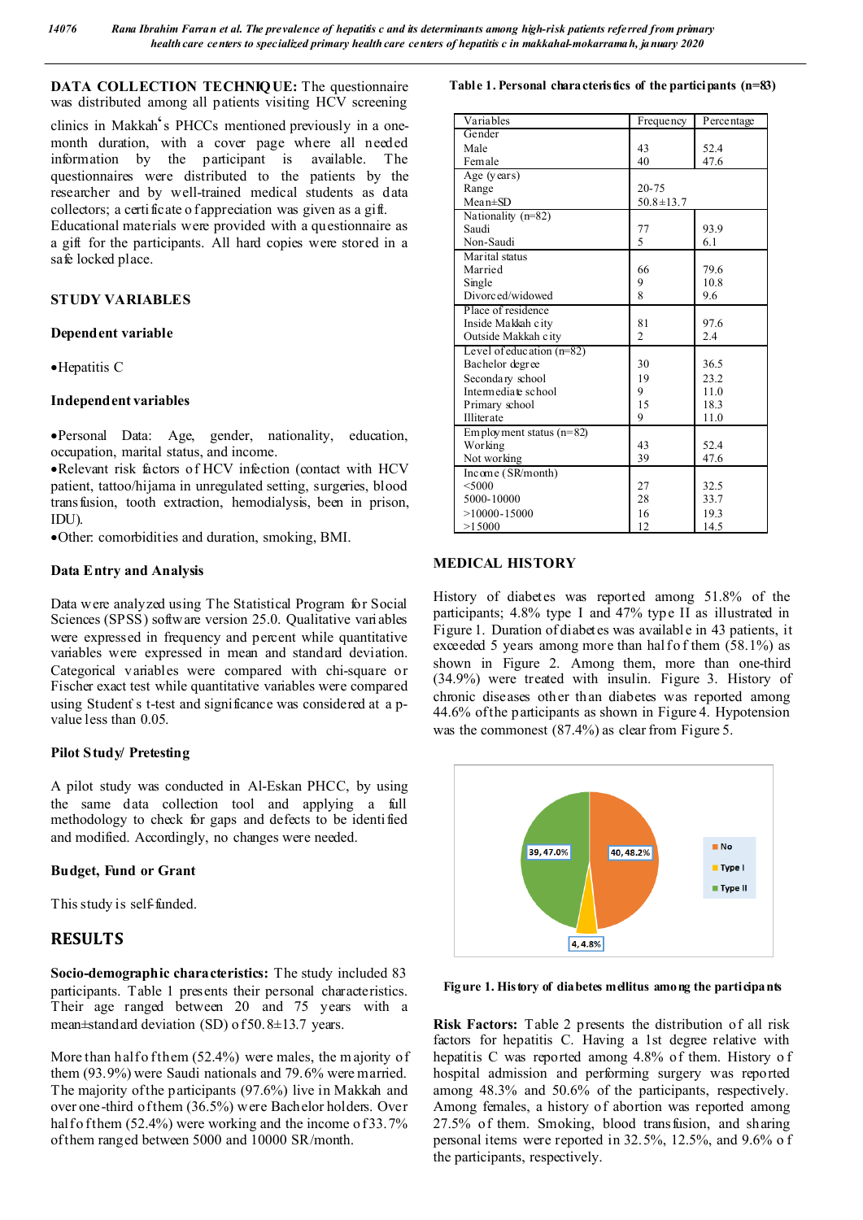**DATA COLLECTION TECHNIQUE:** The questionnaire was distributed among all patients visiting HCV screening clinics in Makkah's PHCCs mentioned previously in a one-month duration, with a cover page where all needed information by the participant is available. The questionnaires were distributed to the patients by the researcher and by well-trained medical students as data collectors; a certificate of appreciation was given as a gift. Educational materials were provided with a questionnaire as a gift for the participants. All hard copies were stored in a safe locked place.

## STUDY VARIABLES

### Dependent variable

- Hepatitis C

### Independent variables

- Personal Data: Age, gender, nationality, education, occupation, marital status, and income.
- Relevant risk factors of HCV infection (contact with HCV patient, tattoo/hijama in unregulated setting, surgeries, blood transfusion, tooth extraction, hemodialysis, been in prison, IDU).
- Other: comorbidities and duration, smoking, BMI.

### Data Entry and Analysis

Data were analyzed using The Statistical Program for Social Sciences (SPSS) software version 25.0. Qualitative variables were expressed in frequency and percent while quantitative variables were expressed in mean and standard deviation. Categorical variables were compared with chi-square or Fischer exact test while quantitative variables were compared using Student's t-test and significance was considered at a p-value less than 0.05.

### Pilot Study/ Pretesting

A pilot study was conducted in Al-Eskan PHCC, by using the same data collection tool and applying a full methodology to check for gaps and defects to be identified and modified. Accordingly, no changes were needed.

### Budget, Fund or Grant

This study is self-funded.

## RESULTS

**Socio-demographic characteristics:** The study included 83 participants. Table 1 presents their personal characteristics. Their age ranged between 20 and 75 years with a mean±standard deviation (SD) of 50.8±13.7 years.

More than half of them (52.4%) were males, the majority of them (93.9%) were Saudi nationals and 79.6% were married. The majority of the participants (97.6%) live in Makkah and over one-third of them (36.5%) were Bachelor holders. Over half of them (52.4%) were working and the income of 33.7% of them ranged between 5000 and 10000 SR/month.

**Table 1. Personal characteristics of the participants (n=83)**

| Variables | Frequency | Percentage |
|---|---|---|
| **Gender** | | |
| Male | 43 | 52.4 |
| Female | 40 | 47.6 |
| **Age (years)** | | |
| Range | 20-75 | |
| Mean±SD | 50.8±13.7 | |
| **Nationality (n=82)** | | |
| Saudi | 77 | 93.9 |
| Non-Saudi | 5 | 6.1 |
| **Marital status** | | |
| Married | 66 | 79.6 |
| Single | 9 | 10.8 |
| Divorced/widowed | 8 | 9.6 |
| **Place of residence** | | |
| Inside Makkah city | 81 | 97.6 |
| Outside Makkah city | 2 | 2.4 |
| **Level of education (n=82)** | | |
| Bachelor degree | 30 | 36.5 |
| Secondary school | 19 | 23.2 |
| Intermediate school | 9 | 11.0 |
| Primary school | 15 | 18.3 |
| Illiterate | 9 | 11.0 |
| **Employment status (n=82)** | | |
| Working | 43 | 52.4 |
| Not working | 39 | 47.6 |
| **Income (SR/month)** | | |
| <5000 | 27 | 32.5 |
| 5000-10000 | 28 | 33.7 |
| >10000-15000 | 16 | 19.3 |
| >15000 | 12 | 14.5 |

## MEDICAL HISTORY

History of diabetes was reported among 51.8% of the participants; 4.8% type I and 47% type II as illustrated in Figure 1. Duration of diabetes was available in 43 patients, it exceeded 5 years among more than half of them (58.1%) as shown in Figure 2. Among them, more than one-third (34.9%) were treated with insulin. Figure 3. History of chronic diseases other than diabetes was reported among 44.6% of the participants as shown in Figure 4. Hypotension was the commonest (87.4%) as clear from Figure 5.

**Figure 1. History of diabetes mellitus among the participants**

**Risk Factors:** Table 2 presents the distribution of all risk factors for hepatitis C. Having a 1st degree relative with hepatitis C was reported among 4.8% of them. History of hospital admission and performing surgery was reported among 48.3% and 50.6% of the participants, respectively. Among females, a history of abortion was reported among 27.5% of them. Smoking, blood transfusion, and sharing personal items were reported in 32.5%, 12.5%, and 9.6% of the participants, respectively.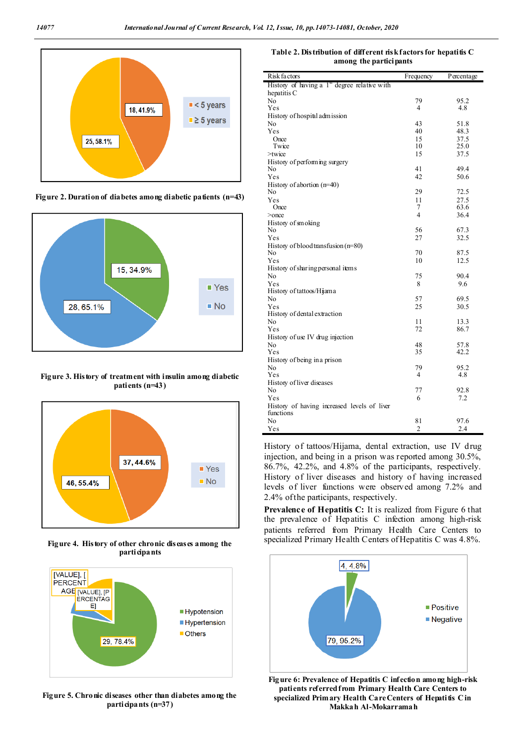Figure 2. Duration of diabetes among diabetic patients (n=43)

Figure 3. History of treatment with insulin among diabetic patients (n=43)

Figure 4. History of other chronic diseases among the participants

Figure 5. Chronic diseases other than diabetes among the participants (n=37)

**Table 2. Distribution of different risk factors for hepatitis C among the participants**

| Risk factors | Frequency | Percentage |
|---|---|---|
| History of having a 1st degree relative with hepatitis C | | |
| No | 79 | 95.2 |
| Yes | 4 | 4.8 |
| History of hospital admission | | |
| No | 43 | 51.8 |
| Yes | 40 | 48.3 |
| Once | 15 | 37.5 |
| Twice | 10 | 25.0 |
| >twice | 15 | 37.5 |
| History of performing surgery | | |
| No | 41 | 49.4 |
| Yes | 42 | 50.6 |
| History of abortion (n=40) | | |
| No | 29 | 72.5 |
| Yes | 11 | 27.5 |
| Once | 7 | 63.6 |
| >once | 4 | 36.4 |
| History of smoking | | |
| No | 56 | 67.3 |
| Yes | 27 | 32.5 |
| History of blood transfusion (n=80) | | |
| No | 70 | 87.5 |
| Yes | 10 | 12.5 |
| History of sharing personal items | | |
| No | 75 | 90.4 |
| Yes | 8 | 9.6 |
| History of tattoos/Hijama | | |
| No | 57 | 69.5 |
| Yes | 25 | 30.5 |
| History of dental extraction | | |
| No | 11 | 13.3 |
| Yes | 72 | 86.7 |
| History of use IV drug injection | | |
| No | 48 | 57.8 |
| Yes | 35 | 42.2 |
| History of being in a prison | | |
| No | 79 | 95.2 |
| Yes | 4 | 4.8 |
| History of liver diseases | | |
| No | 77 | 92.8 |
| Yes | 6 | 7.2 |
| History of having increased levels of liver functions | | |
| No | 81 | 97.6 |
| Yes | 2 | 2.4 |

History of tattoos/Hijama, dental extraction, use IV drug injection, and being in a prison was reported among 30.5%, 86.7%, 42.2%, and 4.8% of the participants, respectively. History of liver diseases and history of having increased levels of liver functions were observed among 7.2% and 2.4% of the participants, respectively.

**Prevalence of Hepatitis C:** It is realized from Figure 6 that the prevalence of Hepatitis C infection among high-risk patients referred from Primary Health Care Centers to specialized Primary Health Centers of Hepatitis C was 4.8%.

Figure 6: Prevalence of Hepatitis C infection among high-risk patients referred from Primary Health Care Centers to specialized Primary Health Care Centers of Hepatitis C in Makkah Al-Mokarramah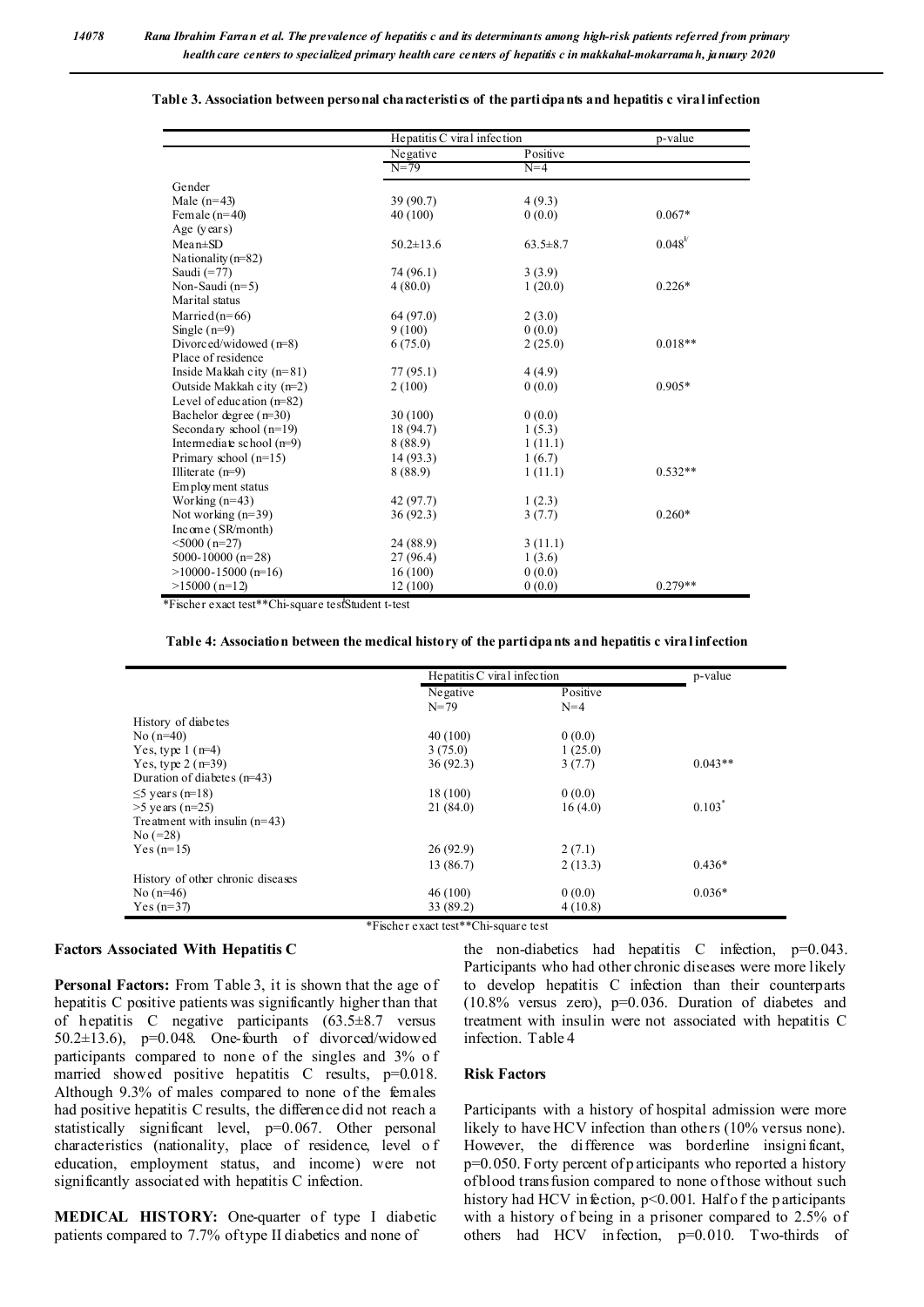**Table 3. Association between personal characteristics of the participants and hepatitis c viral infection**

| | Hepatitis C viral infection | | p-value |
|---|---|---|---|
| | Negative N=79 | Positive N=4 | |
| Gender | | | |
| Male (n=43) | 39 (90.7) | 4 (9.3) | |
| Female (n=40) | 40 (100) | 0 (0.0) | 0.067* |
| Age (years) | | | |
| Mean±SD | 50.2±13.6 | 63.5±8.7 | 0.048[£] |
| Nationality (n=82) | | | |
| Saudi (=77) | 74 (96.1) | 3 (3.9) | |
| Non-Saudi (n=5) | 4 (80.0) | 1 (20.0) | 0.226* |
| Marital status | | | |
| Married (n=66) | 64 (97.0) | 2 (3.0) | |
| Single (n=9) | 9 (100) | 0 (0.0) | |
| Divorced/widowed (n=8) | 6 (75.0) | 2 (25.0) | 0.018** |
| Place of residence | | | |
| Inside Makkah city (n=81) | 77 (95.1) | 4 (4.9) | |
| Outside Makkah city (n=2) | 2 (100) | 0 (0.0) | 0.905* |
| Level of education (n=82) | | | |
| Bachelor degree (n=30) | 30 (100) | 0 (0.0) | |
| Secondary school (n=19) | 18 (94.7) | 1 (5.3) | |
| Intermediate school (n=9) | 8 (88.9) | 1 (11.1) | |
| Primary school (n=15) | 14 (93.3) | 1 (6.7) | |
| Illiterate (n=9) | 8 (88.9) | 1 (11.1) | 0.532** |
| Employment status | | | |
| Working (n=43) | 42 (97.7) | 1 (2.3) | |
| Not working (n=39) | 36 (92.3) | 3 (7.7) | 0.260* |
| Income (SR/month) | | | |
| <5000 (n=27) | 24 (88.9) | 3 (11.1) | |
| 5000-10000 (n=28) | 27 (96.4) | 1 (3.6) | |
| >10000-15000 (n=16) | 16 (100) | 0 (0.0) | |
| >15000 (n=12) | 12 (100) | 0 (0.0) | 0.279** |

*Fischer exact test**Chi-square test£Student t-test

**Table 4: Association between the medical history of the participants and hepatitis c viral infection**

| | Hepatitis C viral infection | | p-value |
|---|---|---|---|
| | Negative N=79 | Positive N=4 | |
| History of diabetes | | | |
| No (n=40) | 40 (100) | 0 (0.0) | |
| Yes, type 1 (n=4) | 3 (75.0) | 1 (25.0) | |
| Yes, type 2 (n=39) | 36 (92.3) | 3 (7.7) | 0.043** |
| Duration of diabetes (n=43) | | | |
| ≤5 years (n=18) | 18 (100) | 0 (0.0) | |
| >5 years (n=25) | 21 (84.0) | 16 (4.0) | 0.103* |
| Treatment with insulin (n=43) | | | |
| No (=28) | 26 (92.9) | 2 (7.1) | |
| Yes (n=15) | 13 (86.7) | 2 (13.3) | 0.436* |
| History of other chronic diseases | | | |
| No (n=46) | 46 (100) | 0 (0.0) | 0.036* |
| Yes (n=37) | 33 (89.2) | 4 (10.8) | |

*Fischer exact test**Chi-square test

### Factors Associated With Hepatitis C

**Personal Factors:** From Table 3, it is shown that the age of hepatitis C positive patients was significantly higher than that of hepatitis C negative participants (63.5±8.7 versus 50.2±13.6), p=0.048. One-fourth of divorced/widowed participants compared to none of the singles and 3% of married showed positive hepatitis C results, p=0.018. Although 9.3% of males compared to none of the females had positive hepatitis C results, the difference did not reach a statistically significant level, p=0.067. Other personal characteristics (nationality, place of residence, level of education, employment status, and income) were not significantly associated with hepatitis C infection.

**MEDICAL HISTORY:** One-quarter of type I diabetic patients compared to 7.7% of type II diabetics and none of the non-diabetics had hepatitis C infection, p=0.043. Participants who had other chronic diseases were more likely to develop hepatitis C infection than their counterparts (10.8% versus zero), p=0.036. Duration of diabetes and treatment with insulin were not associated with hepatitis C infection. Table 4

### Risk Factors

Participants with a history of hospital admission were more likely to have HCV infection than others (10% versus none). However, the difference was borderline insignificant, p=0.050. Forty percent of participants who reported a history of blood transfusion compared to none of those without such history had HCV infection, p<0.001. Half of the participants with a history of being in a prisoner compared to 2.5% of others had HCV infection, p=0.010. Two-thirds of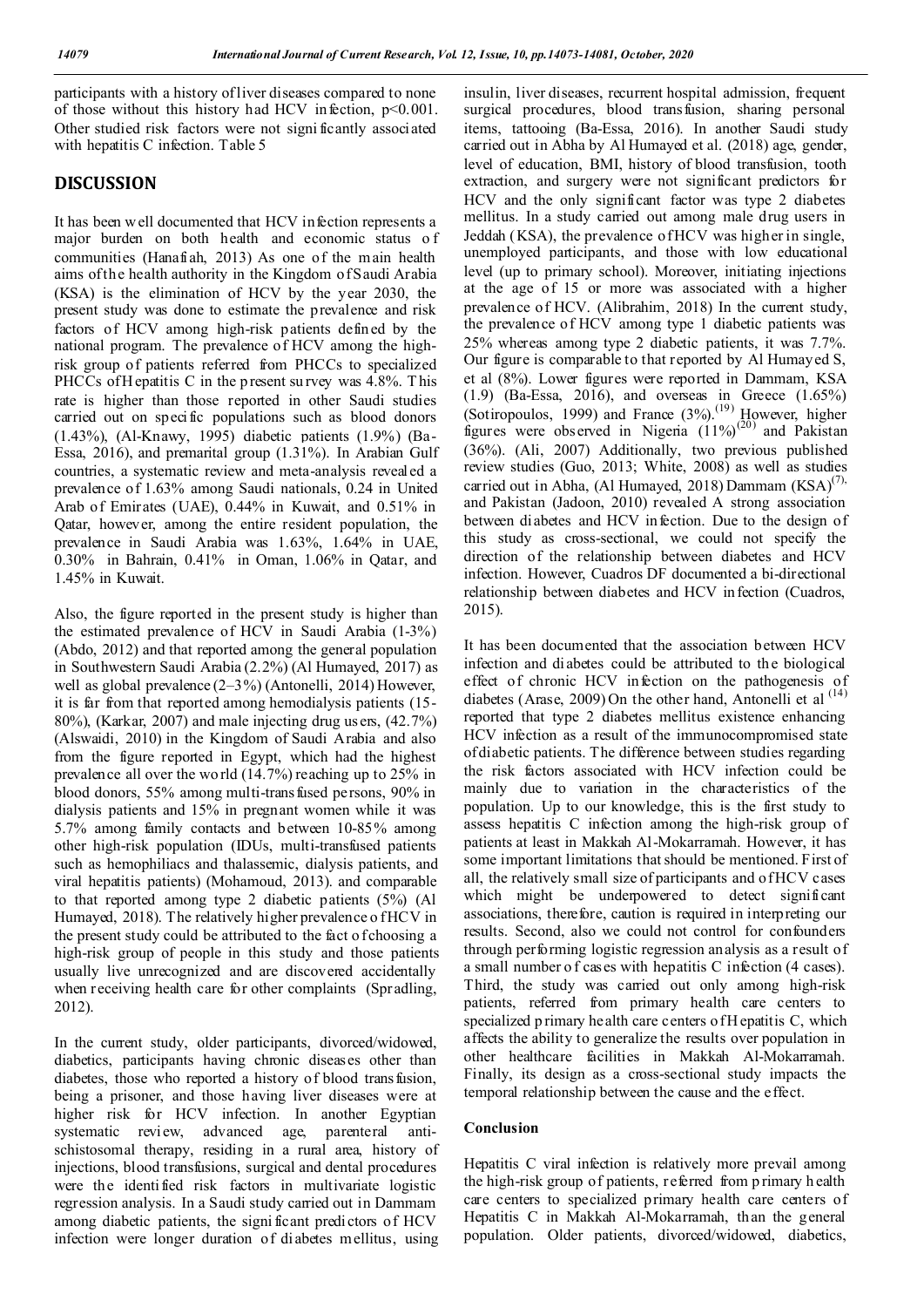participants with a history of liver diseases compared to none of those without this history had HCV infection, $p<0.001$. Other studied risk factors were not significantly associated with hepatitis C infection. Table 5

## DISCUSSION

It has been well documented that HCV infection represents a major burden on both health and economic status of communities (Hanafiah, 2013) As one of the main health aims of the health authority in the Kingdom of Saudi Arabia (KSA) is the elimination of HCV by the year 2030, the present study was done to estimate the prevalence and risk factors of HCV among high-risk patients defined by the national program. The prevalence of HCV among the high-risk group of patients referred from PHCCs to specialized PHCCs of Hepatitis C in the present survey was 4.8%. This rate is higher than those reported in other Saudi studies carried out on specific populations such as blood donors (1.43%), (Al-Knawy, 1995) diabetic patients (1.9%) (Ba-Essa, 2016), and premarital group (1.31%). In Arabian Gulf countries, a systematic review and meta-analysis revealed a prevalence of 1.63% among Saudi nationals, 0.24 in United Arab of Emirates (UAE), 0.44% in Kuwait, and 0.51% in Qatar, however, among the entire resident population, the prevalence in Saudi Arabia was 1.63%, 1.64% in UAE, 0.30% in Bahrain, 0.41% in Oman, 1.06% in Qatar, and 1.45% in Kuwait.

Also, the figure reported in the present study is higher than the estimated prevalence of HCV in Saudi Arabia (1-3%) (Abdo, 2012) and that reported among the general population in Southwestern Saudi Arabia (2.2%) (Al Humayed, 2017) as well as global prevalence (2–3%) (Antonelli, 2014) However, it is far from that reported among hemodialysis patients (15-80%), (Karkar, 2007) and male injecting drug users, (42.7%) (Alswaidi, 2010) in the Kingdom of Saudi Arabia and also from the figure reported in Egypt, which had the highest prevalence all over the world (14.7%) reaching up to 25% in blood donors, 55% among multi-transfused persons, 90% in dialysis patients and 15% in pregnant women while it was 5.7% among family contacts and between 10-85% among other high-risk population (IDUs, multi-transfused patients such as hemophiliacs and thalassemic, dialysis patients, and viral hepatitis patients) (Mohamoud, 2013). and comparable to that reported among type 2 diabetic patients (5%) (Al Humayed, 2018). The relatively higher prevalence of HCV in the present study could be attributed to the fact of choosing a high-risk group of people in this study and those patients usually live unrecognized and are discovered accidentally when receiving health care for other complaints (Spradling, 2012).

In the current study, older participants, divorced/widowed, diabetics, participants having chronic diseases other than diabetes, those who reported a history of blood transfusion, being a prisoner, and those having liver diseases were at higher risk for HCV infection. In another Egyptian systematic review, advanced age, parenteral anti-schistosomal therapy, residing in a rural area, history of injections, blood transfusions, surgical and dental procedures were the identified risk factors in multivariate logistic regression analysis. In a Saudi study carried out in Dammam among diabetic patients, the significant predictors of HCV infection were longer duration of diabetes mellitus, using insulin, liver diseases, recurrent hospital admission, frequent surgical procedures, blood transfusion, sharing personal items, tattooing (Ba-Essa, 2016). In another Saudi study carried out in Abha by Al Humayed et al. (2018) age, gender, level of education, BMI, history of blood transfusion, tooth extraction, and surgery were not significant predictors for HCV and the only significant factor was type 2 diabetes mellitus. In a study carried out among male drug users in Jeddah (KSA), the prevalence of HCV was higher in single, unemployed participants, and those with low educational level (up to primary school). Moreover, initiating injections at the age of 15 or more was associated with a higher prevalence of HCV. (Alibrahim, 2018) In the current study, the prevalence of HCV among type 1 diabetic patients was 25% whereas among type 2 diabetic patients, it was 7.7%. Our figure is comparable to that reported by Al Humayed S, et al (8%). Lower figures were reported in Dammam, KSA (1.9) (Ba-Essa, 2016), and overseas in Greece (1.65%) (Sotiropoulos, 1999) and France (3%).[19] However, higher figures were observed in Nigeria (11%)[20] and Pakistan (36%). (Ali, 2007) Additionally, two previous published review studies (Guo, 2013; White, 2008) as well as studies carried out in Abha, (Al Humayed, 2018) Dammam (KSA)[7], and Pakistan (Jadoon, 2010) revealed A strong association between diabetes and HCV infection. Due to the design of this study as cross-sectional, we could not specify the direction of the relationship between diabetes and HCV infection. However, Cuadros DF documented a bi-directional relationship between diabetes and HCV infection (Cuadros, 2015).

It has been documented that the association between HCV infection and diabetes could be attributed to the biological effect of chronic HCV infection on the pathogenesis of diabetes (Arase, 2009) On the other hand, Antonelli et al [14] reported that type 2 diabetes mellitus existence enhancing HCV infection as a result of the immunocompromised state of diabetic patients. The difference between studies regarding the risk factors associated with HCV infection could be mainly due to variation in the characteristics of the population. Up to our knowledge, this is the first study to assess hepatitis C infection among the high-risk group of patients at least in Makkah Al-Mokarramah. However, it has some important limitations that should be mentioned. First of all, the relatively small size of participants and of HCV cases which might be underpowered to detect significant associations, therefore, caution is required in interpreting our results. Second, also we could not control for confounders through performing logistic regression analysis as a result of a small number of cases with hepatitis C infection (4 cases). Third, the study was carried out only among high-risk patients, referred from primary health care centers to specialized primary health care centers of Hepatitis C, which affects the ability to generalize the results over population in other healthcare facilities in Makkah Al-Mokarramah. Finally, its design as a cross-sectional study impacts the temporal relationship between the cause and the effect.

### Conclusion

Hepatitis C viral infection is relatively more prevail among the high-risk group of patients, referred from primary health care centers to specialized primary health care centers of Hepatitis C in Makkah Al-Mokarramah, than the general population. Older patients, divorced/widowed, diabetics,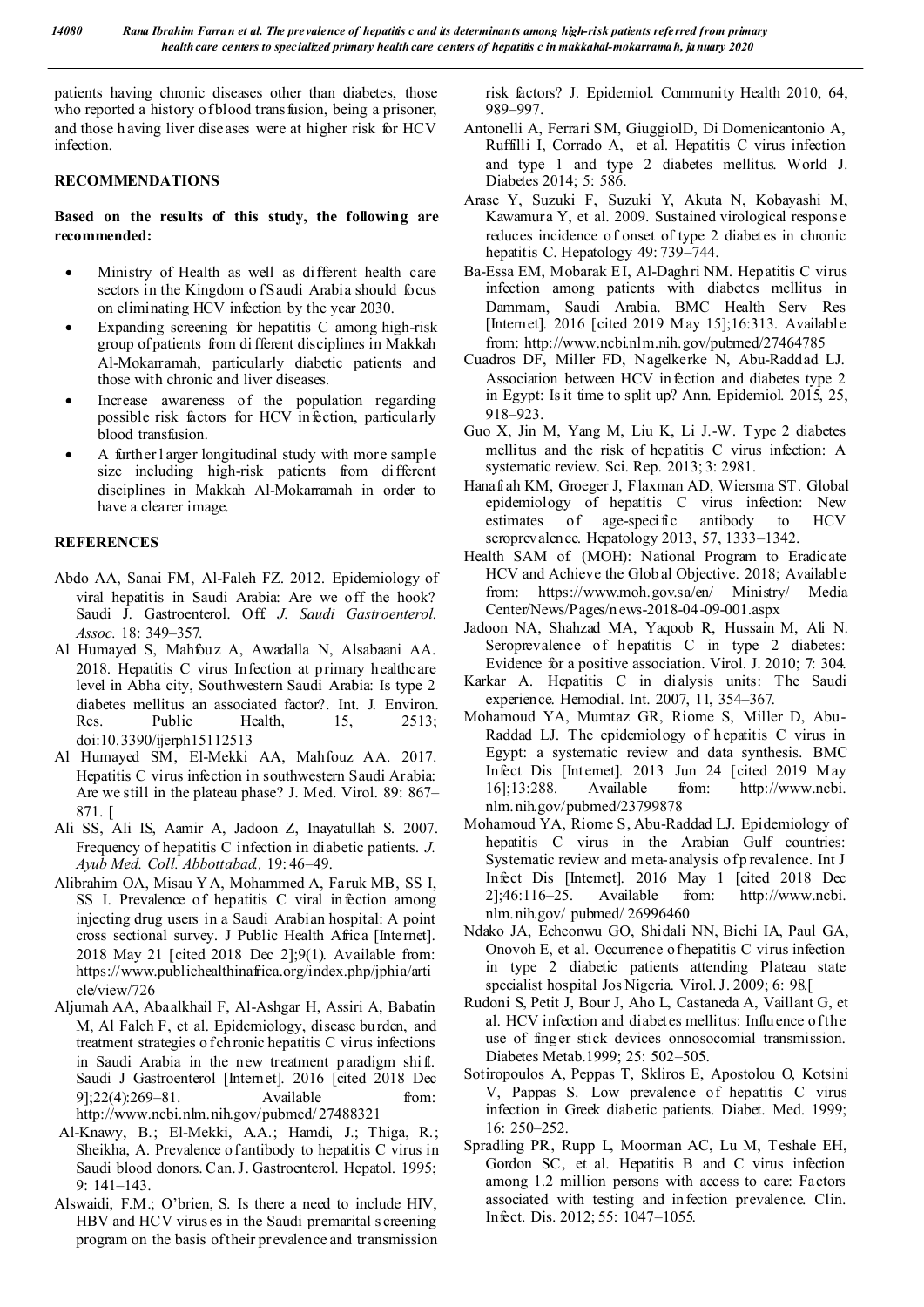patients having chronic diseases other than diabetes, those who reported a history of blood transfusion, being a prisoner, and those having liver diseases were at higher risk for HCV infection.

## RECOMMENDATIONS

**Based on the results of this study, the following are recommended:**

- Ministry of Health as well as different health care sectors in the Kingdom of Saudi Arabia should focus on eliminating HCV infection by the year 2030.
- Expanding screening for hepatitis C among high-risk group of patients from different disciplines in Makkah Al-Mokarramah, particularly diabetic patients and those with chronic and liver diseases.
- Increase awareness of the population regarding possible risk factors for HCV infection, particularly blood transfusion.
- A further larger longitudinal study with more sample size including high-risk patients from different disciplines in Makkah Al-Mokarramah in order to have a clearer image.

## REFERENCES

Abdo AA, Sanai FM, Al-Faleh FZ. 2012. Epidemiology of viral hepatitis in Saudi Arabia: Are we off the hook? Saudi J. Gastroenterol. Off *J. Saudi Gastroenterol. Assoc.* 18: 349–357.

Al Humayed S, Mahfouz A, Awadalla N, Alsabaani AA. 2018. Hepatitis C virus Infection at primary healthcare level in Abha city, Southwestern Saudi Arabia: Is type 2 diabetes mellitus an associated factor?. Int. J. Environ. Res. Public Health, 15, 2513; doi:10.3390/ijerph15112513

Al Humayed SM, El-Mekki AA, Mahfouz AA. 2017. Hepatitis C virus infection in southwestern Saudi Arabia: Are we still in the plateau phase? J. Med. Virol. 89: 867–871. [

Ali SS, Ali IS, Aamir A, Jadoon Z, Inayatullah S. 2007. Frequency of hepatitis C infection in diabetic patients. *J. Ayub Med. Coll. Abbottabad,* 19: 46–49.

Alibrahim OA, Misau YA, Mohammed A, Faruk MB, SS I, SS I. Prevalence of hepatitis C viral infection among injecting drug users in a Saudi Arabian hospital: A point cross sectional survey. J Public Health Africa [Internet]. 2018 May 21 [cited 2018 Dec 2];9(1). Available from: https://www.publichealthinafrica.org/index.php/jphia/article/view/726

Aljumah AA, Abaalkhail F, Al-Ashgar H, Assiri A, Babatin M, Al Faleh F, et al. Epidemiology, disease burden, and treatment strategies of chronic hepatitis C virus infections in Saudi Arabia in the new treatment paradigm shift. Saudi J Gastroenterol [Internet]. 2016 [cited 2018 Dec 9];22(4):269–81. Available from: http://www.ncbi.nlm.nih.gov/pubmed/27488321

Al-Knawy, B.; El-Mekki, A.A.; Hamdi, J.; Thiga, R.; Sheikha, A. Prevalence of antibody to hepatitis C virus in Saudi blood donors. Can. J. Gastroenterol. Hepatol. 1995; 9: 141–143.

Alswaidi, F.M.; O'brien, S. Is there a need to include HIV, HBV and HCV viruses in the Saudi premarital screening program on the basis of their prevalence and transmission risk factors? J. Epidemiol. Community Health 2010, 64, 989–997.

Antonelli A, Ferrari SM, GiuggiolD, Di Domenicantonio A, Ruffilli I, Corrado A, et al. Hepatitis C virus infection and type 1 and type 2 diabetes mellitus. World J. Diabetes 2014; 5: 586.

Arase Y, Suzuki F, Suzuki Y, Akuta N, Kobayashi M, Kawamura Y, et al. 2009. Sustained virological response reduces incidence of onset of type 2 diabetes in chronic hepatitis C. Hepatology 49: 739–744.

Ba-Essa EM, Mobarak EI, Al-Daghri NM. Hepatitis C virus infection among patients with diabetes mellitus in Dammam, Saudi Arabia. BMC Health Serv Res [Internet]. 2016 [cited 2019 May 15];16:313. Available from: http://www.ncbi.nlm.nih.gov/pubmed/27464785

Cuadros DF, Miller FD, Nagelkerke N, Abu-Raddad LJ. Association between HCV infection and diabetes type 2 in Egypt: Is it time to split up? Ann. Epidemiol. 2015, 25, 918–923.

Guo X, Jin M, Yang M, Liu K, Li J.-W. Type 2 diabetes mellitus and the risk of hepatitis C virus infection: A systematic review. Sci. Rep. 2013; 3: 2981.

Hanafiah KM, Groeger J, Flaxman AD, Wiersma ST. Global epidemiology of hepatitis C virus infection: New estimates of age-specific antibody to HCV seroprevalence. Hepatology 2013, 57, 1333–1342.

Health SAM of (MOH): National Program to Eradicate HCV and Achieve the Global Objective. 2018; Available from: https://www.moh.gov.sa/en/ Ministry/ Media Center/News/Pages/news-2018-04-09-001.aspx

Jadoon NA, Shahzad MA, Yaqoob R, Hussain M, Ali N. Seroprevalence of hepatitis C in type 2 diabetes: Evidence for a positive association. Virol. J. 2010; 7: 304.

Karkar A. Hepatitis C in dialysis units: The Saudi experience. Hemodial. Int. 2007, 11, 354–367.

Mohamoud YA, Mumtaz GR, Riome S, Miller D, Abu-Raddad LJ. The epidemiology of hepatitis C virus in Egypt: a systematic review and data synthesis. BMC Infect Dis [Internet]. 2013 Jun 24 [cited 2019 May 16];13:288. Available from: http://www.ncbi.nlm.nih.gov/pubmed/23799878

Mohamoud YA, Riome S, Abu-Raddad LJ. Epidemiology of hepatitis C virus in the Arabian Gulf countries: Systematic review and meta-analysis of prevalence. Int J Infect Dis [Internet]. 2016 May 1 [cited 2018 Dec 2];46:116–25. Available from: http://www.ncbi.nlm.nih.gov/ pubmed/ 26996460

Ndako JA, Echeonwu GO, Shidali NN, Bichi IA, Paul GA, Onovoh E, et al. Occurrence of hepatitis C virus infection in type 2 diabetic patients attending Plateau state specialist hospital Jos Nigeria. Virol. J. 2009; 6: 98.[

Rudoni S, Petit J, Bour J, Aho L, Castaneda A, Vaillant G, et al. HCV infection and diabetes mellitus: Influence of the use of finger stick devices onnosocomial transmission. Diabetes Metab.1999; 25: 502–505.

Sotiropoulos A, Peppas T, Skliros E, Apostolou O, Kotsini V, Pappas S. Low prevalence of hepatitis C virus infection in Greek diabetic patients. Diabet. Med. 1999; 16: 250–252.

Spradling PR, Rupp L, Moorman AC, Lu M, Teshale EH, Gordon SC, et al. Hepatitis B and C virus infection among 1.2 million persons with access to care: Factors associated with testing and infection prevalence. Clin. Infect. Dis. 2012; 55: 1047–1055.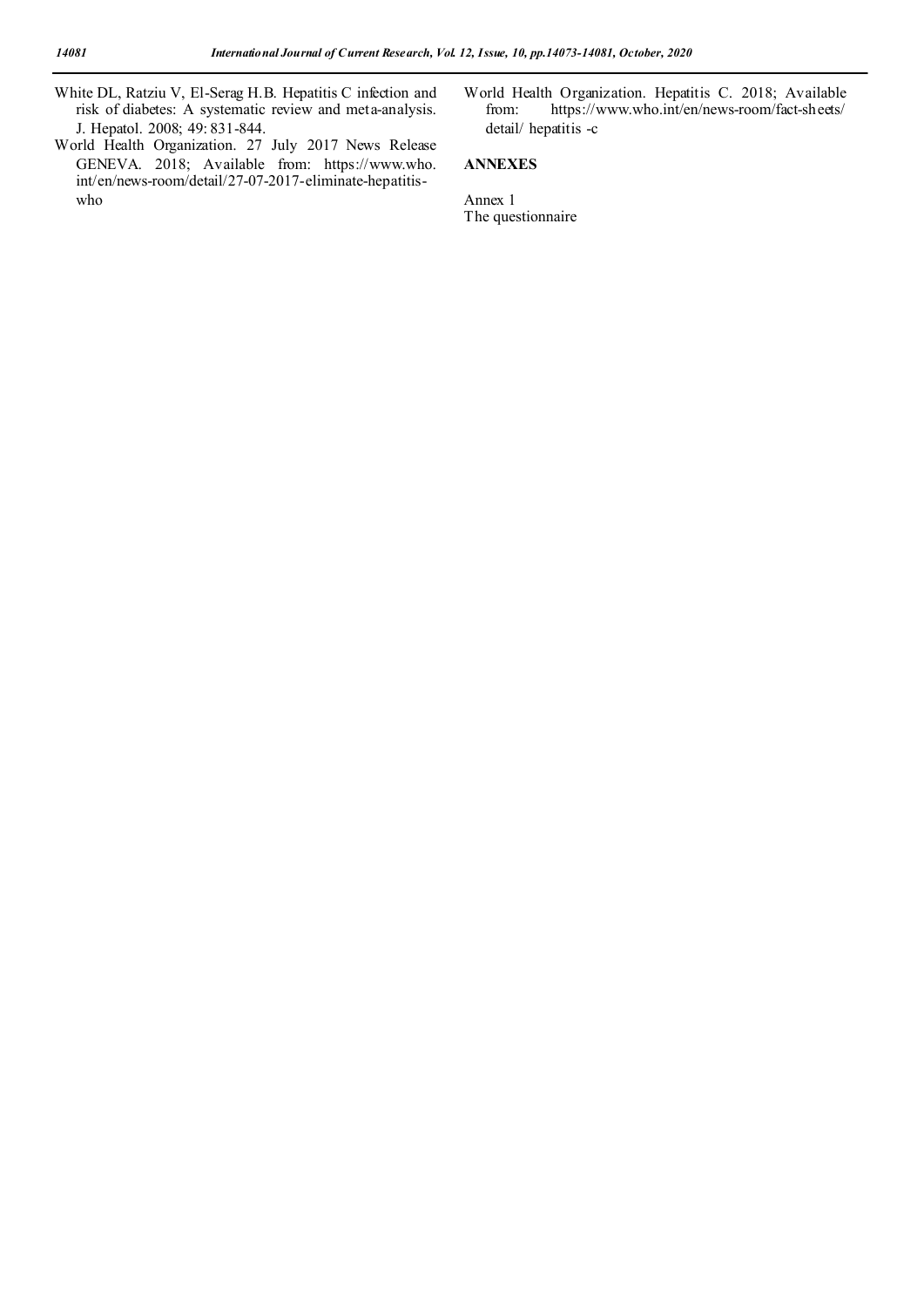White DL, Ratziu V, El-Serag H.B. Hepatitis C infection and risk of diabetes: A systematic review and meta-analysis. J. Hepatol. 2008; 49: 831-844.

World Health Organization. 27 July 2017 News Release GENEVA. 2018; Available from: https://www.who.int/en/news-room/detail/27-07-2017-eliminate-hepatitis-who

World Health Organization. Hepatitis C. 2018; Available from: https://www.who.int/en/news-room/fact-sheets/detail/ hepatitis -c

## ANNEXES

Annex 1
The questionnaire